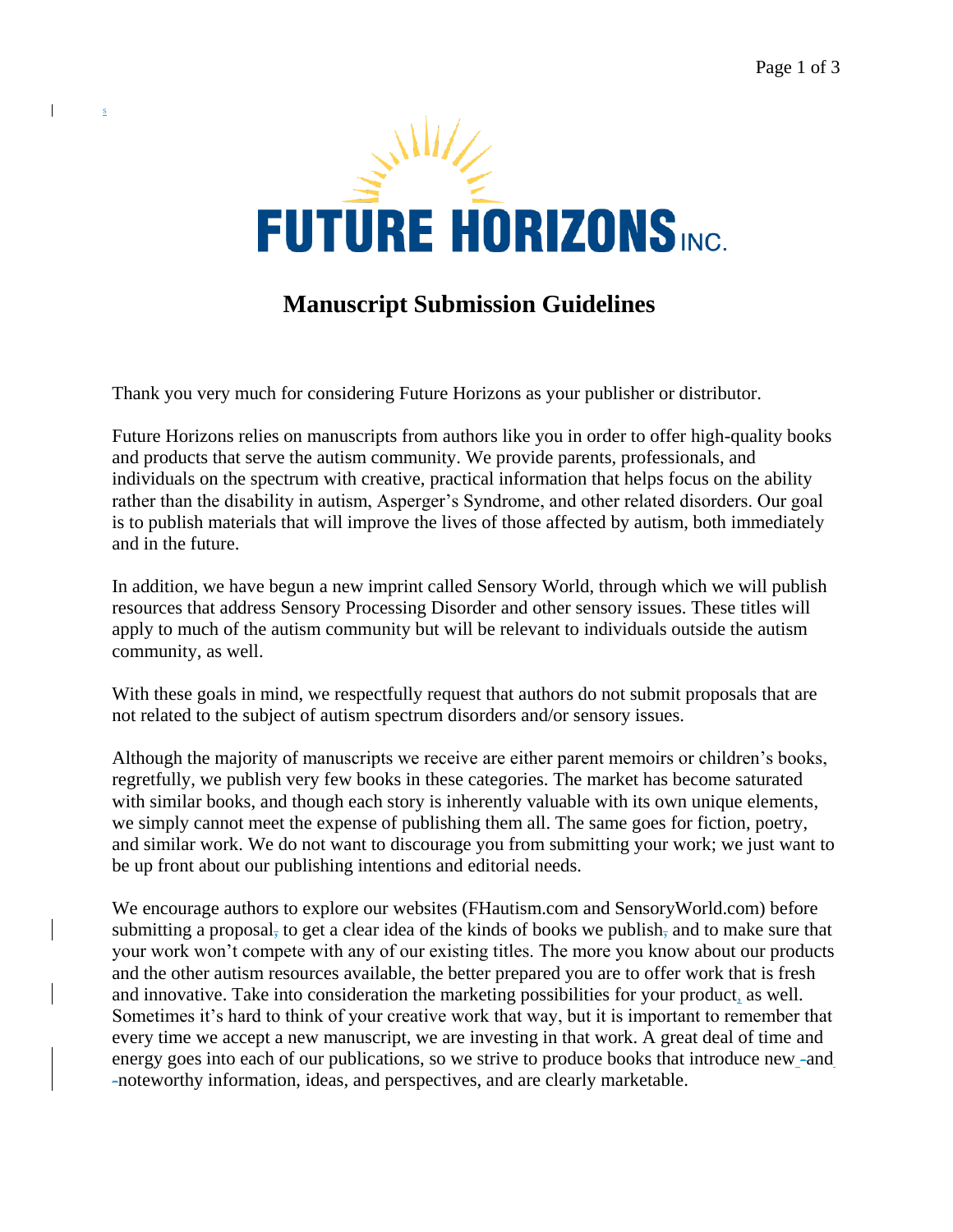**FUTURE HORIZONS INC.**

# Manuscript Submission Guidelines

Thank you very much for considering Future Horizons as your publisher or distributor.

Future Horizons relies on manuscripts from authors like you in order to offer high-quality books and products that serve the autism community. We provide parents, professionals, and individuals on the spectrum with creative, practical information that helps focus on the ability rather than the disability in autism, Asperger's Syndrome, and other related disorders. Our goal is to publish materials that will improve the lives of those affected by autism, both immediately and in the future.

In addition, we have begun a new imprint called Sensory World, through which we will publish resources that address Sensory Processing Disorder and other sensory issues. These titles will apply to much of the autism community but will be relevant to individuals outside the autism community, as well.

With these goals in mind, we respectfully request that authors do not submit proposals that are not related to the subject of autism spectrum disorders and/or sensory issues.

Although the majority of manuscripts we receive are either parent memoirs or children's books, regretfully, we publish very few books in these categories. The market has become saturated with similar books, and though each story is inherently valuable with its own unique elements, we simply cannot meet the expense of publishing them all. The same goes for fiction, poetry, and similar work. We do not want to discourage you from submitting your work; we just want to be up front about our publishing intentions and editorial needs.

We encourage authors to explore our websites (FHautism.com and SensoryWorld.com) before submitting a proposal to get a clear idea of the kinds of books we publish and to make sure that your work won't compete with any of our existing titles. The more you know about our products and the other autism resources available, the better prepared you are to offer work that is fresh and innovative. Take into consideration the marketing possibilities for your product, as well. Sometimes it's hard to think of your creative work that way, but it is important to remember that every time we accept a new manuscript, we are investing in that work. A great deal of time and energy goes into each of our publications, so we strive to produce books that introduce new and noteworthy information, ideas, and perspectives, and are clearly marketable.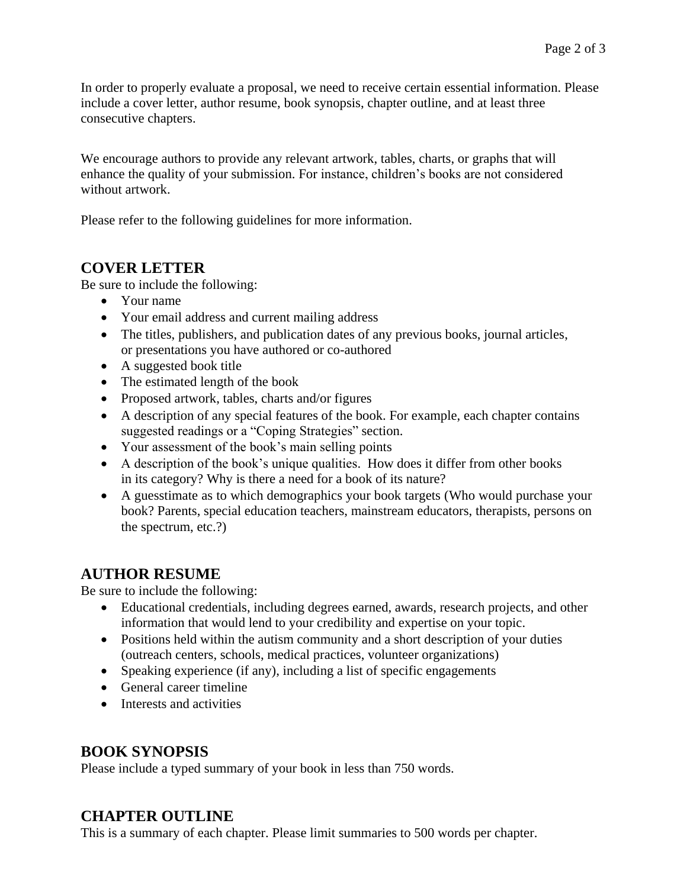In order to properly evaluate a proposal, we need to receive certain essential information. Please include a cover letter, author resume, book synopsis, chapter outline, and at least three consecutive chapters.

We encourage authors to provide any relevant artwork, tables, charts, or graphs that will enhance the quality of your submission. For instance, children's books are not considered without artwork.

Please refer to the following guidelines for more information.

## COVER LETTER

Be sure to include the following:

- Your name
- Your email address and current mailing address
- The titles, publishers, and publication dates of any previous books, journal articles, or presentations you have authored or co-authored
- A suggested book title
- The estimated length of the book
- Proposed artwork, tables, charts and/or figures
- A description of any special features of the book. For example, each chapter contains suggested readings or a "Coping Strategies" section.
- Your assessment of the book's main selling points
- A description of the book's unique qualities. How does it differ from other books in its category? Why is there a need for a book of its nature?
- A guesstimate as to which demographics your book targets (Who would purchase your book? Parents, special education teachers, mainstream educators, therapists, persons on the spectrum, etc.?)

## AUTHOR RESUME

Be sure to include the following:

- Educational credentials, including degrees earned, awards, research projects, and other information that would lend to your credibility and expertise on your topic.
- Positions held within the autism community and a short description of your duties (outreach centers, schools, medical practices, volunteer organizations)
- Speaking experience (if any), including a list of specific engagements
- General career timeline
- Interests and activities

## BOOK SYNOPSIS

Please include a typed summary of your book in less than 750 words.

## CHAPTER OUTLINE

This is a summary of each chapter. Please limit summaries to 500 words per chapter.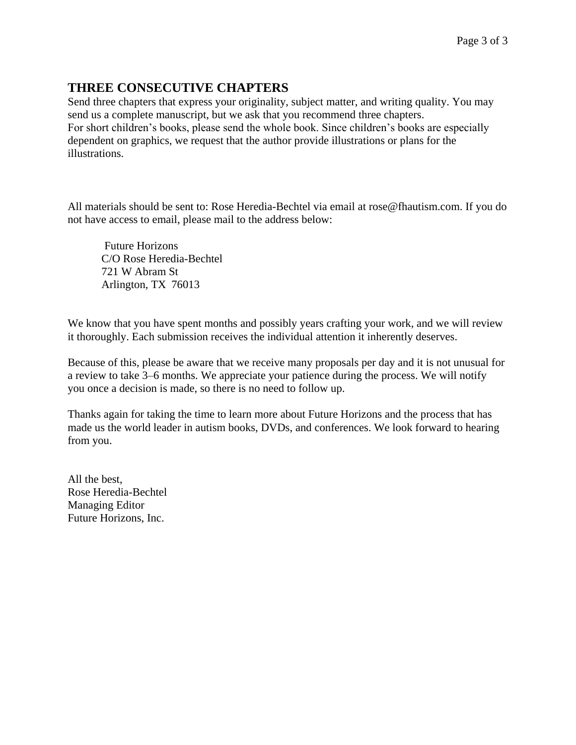## THREE CONSECUTIVE CHAPTERS

Send three chapters that express your originality, subject matter, and writing quality. You may send us a complete manuscript, but we ask that you recommend three chapters.
For short children's books, please send the whole book. Since children's books are especially dependent on graphics, we request that the author provide illustrations or plans for the illustrations.

All materials should be sent to: Rose Heredia-Bechtel via email at rose@fhautism.com. If you do not have access to email, please mail to the address below:

Future Horizons
C/O Rose Heredia-Bechtel
721 W Abram St
Arlington, TX 76013

We know that you have spent months and possibly years crafting your work, and we will review it thoroughly. Each submission receives the individual attention it inherently deserves.

Because of this, please be aware that we receive many proposals per day and it is not unusual for a review to take 3–6 months. We appreciate your patience during the process. We will notify you once a decision is made, so there is no need to follow up.

Thanks again for taking the time to learn more about Future Horizons and the process that has made us the world leader in autism books, DVDs, and conferences. We look forward to hearing from you.

All the best,
Rose Heredia-Bechtel
Managing Editor
Future Horizons, Inc.